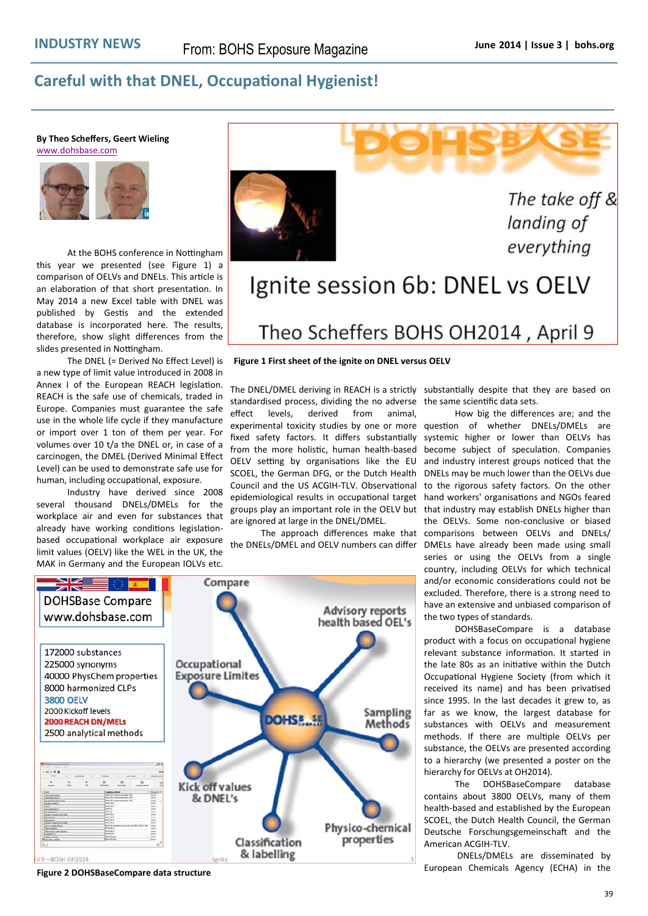# Careful with that DNEL, Occupational Hygienist!

**By Theo Scheffers, Geert Wieling**
www.dohsbase.com

At the BOHS conference in Nottingham this year we presented (see Figure 1) a comparison of OELVs and DNELs. This article is an elaboration of that short presentation. In May 2014 a new Excel table with DNEL was published by Gestis and the extended database is incorporated here. The results, therefore, show slight differences from the slides presented in Nottingham.

The DNEL (= Derived No Effect Level) is a new type of limit value introduced in 2008 in Annex I of the European REACH legislation. REACH is the safe use of chemicals, traded in Europe. Companies must guarantee the safe use in the whole life cycle if they manufacture or import over 1 ton of them per year. For volumes over 10 t/a the DNEL or, in case of a carcinogen, the DMEL (Derived Minimal Effect Level) can be used to demonstrate safe use for human, including occupational, exposure.

Industry have derived since 2008 several thousand DNELs/DMELs for the workplace air and even for substances that already have working conditions legislation-based occupational workplace air exposure limit values (OELV) like the WEL in the UK, the MAK in Germany and the European IOLVs etc.

**Figure 1 First sheet of the ignite on DNEL versus OELV**

The DNEL/DMEL deriving in REACH is a strictly standardised process, dividing the no adverse effect levels, derived from animal, experimental toxicity studies by one or more fixed safety factors. It differs substantially from the more holistic, human health-based OELV setting by organisations like the EU SCOEL, the German DFG, or the Dutch Health Council and the US ACGIH-TLV. Observational epidemiological results in occupational target groups play an important role in the OELV but are ignored at large in the DNEL/DMEL.

The approach differences make that the DNELs/DMEL and OELV numbers can differ substantially despite that they are based on the same scientific data sets.

How big the differences are; and the question of whether DNELs/DMELs are systemic higher or lower than OELVs has become subject of speculation. Companies and industry interest groups noticed that the DNELs may be much lower than the OELVs due to the rigorous safety factors. On the other hand workers' organisations and NGOs feared that industry may establish DNELs higher than the OELVs. Some non-conclusive or biased comparisons between OELVs and DNELs/DMELs have already been made using small series or using the OELVs from a single country, including OELVs for which technical and/or economic considerations could not be excluded. Therefore, there is a strong need to have an extensive and unbiased comparison of the two types of standards.

DOHSBaseCompare is a database product with a focus on occupational hygiene relevant substance information. It started in the late 80s as an initiative within the Dutch Occupational Hygiene Society (from which it received its name) and has been privatised since 1995. In the last decades it grew to, as far as we know, the largest database for substances with OELVs and measurement methods. If there are multiple OELVs per substance, the OELVs are presented according to a hierarchy (we presented a poster on the hierarchy for OELVs at OH2014).

The DOHSBaseCompare database contains about 3800 OELVs, many of them health-based and established by the European SCOEL, the Dutch Health Council, the German Deutsche Forschungsgemeinschaft and the American ACGIH-TLV.

DNELs/DMELs are disseminated by European Chemicals Agency (ECHA) in the

**Figure 2 DOHSBaseCompare data structure**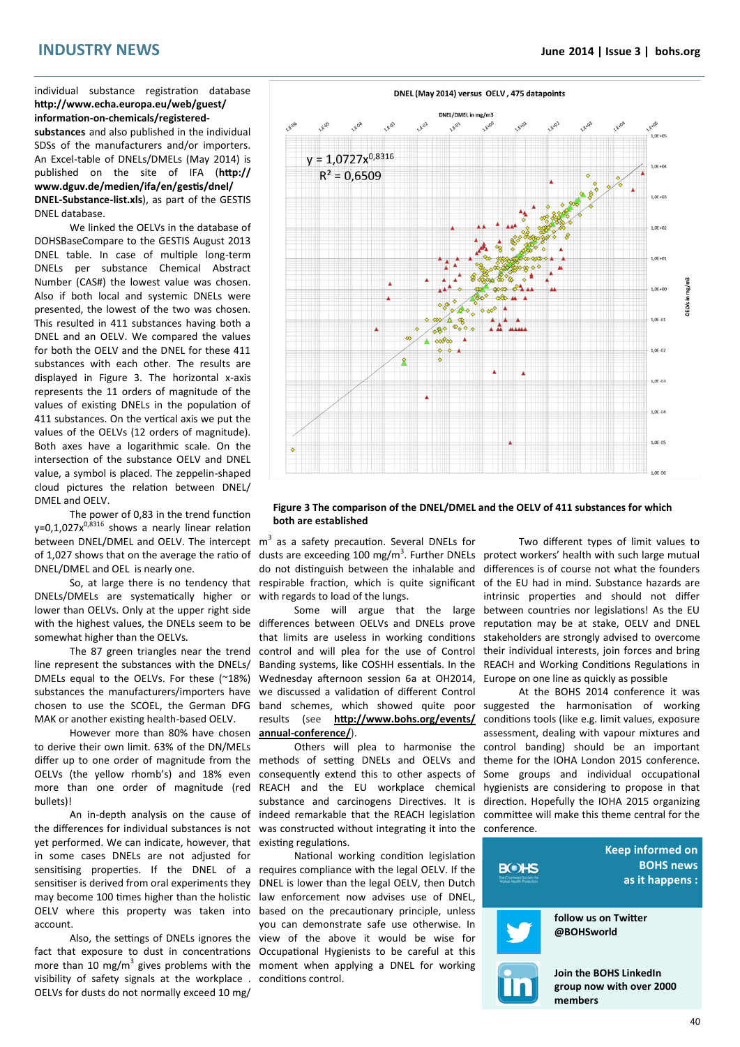individual substance registration database **http://www.echa.europa.eu/web/guest/information-on-chemicals/registered-substances** and also published in the individual SDSs of the manufacturers and/or importers. An Excel-table of DNELs/DMELs (May 2014) is published on the site of IFA (**http://www.dguv.de/medien/ifa/en/gestis/dnel/DNEL-Substance-list.xls**), as part of the GESTIS DNEL database.

We linked the OELVs in the database of DOHSBaseCompare to the GESTIS August 2013 DNEL table. In case of multiple long-term DNELs per substance Chemical Abstract Number (CAS#) the lowest value was chosen. Also if both local and systemic DNELs were presented, the lowest of the two was chosen. This resulted in 411 substances having both a DNEL and an OELV. We compared the values for both the OELV and the DNEL for these 411 substances with each other. The results are displayed in Figure 3. The horizontal x-axis represents the 11 orders of magnitude of the values of existing DNELs in the population of 411 substances. On the vertical axis we put the values of the OELVs (12 orders of magnitude). Both axes have a logarithmic scale. On the intersection of the substance OELV and DNEL value, a symbol is placed. The zeppelin-shaped cloud pictures the relation between DNEL/DMEL and OELV.

The power of 0,83 in the trend function $y=0,1,027x^{0,8316}$ shows a nearly linear relation between DNEL/DMEL and OELV. The intercept of 1,027 shows that on the average the ratio of DNEL/DMEL and OEL is nearly one.

So, at large there is no tendency that DNELs/DMELs are systematically higher or lower than OELVs. Only at the upper right side with the highest values, the DNELs seem to be somewhat higher than the OELVs.

The 87 green triangles near the trend line represent the substances with the DNELs/DMELs equal to the OELVs. For these (~18%) substances the manufacturers/importers have chosen to use the SCOEL, the German DFG MAK or another existing health-based OELV.

However more than 80% have chosen to derive their own limit. 63% of the DN/MELs differ up to one order of magnitude from the OELVs (the yellow rhomb's) and 18% even more than one order of magnitude (red bullets)!

An in-depth analysis on the cause of the differences for individual substances is not yet performed. We can indicate, however, that in some cases DNELs are not adjusted for sensitising properties. If the DNEL of a sensitiser is derived from oral experiments they may become 100 times higher than the holistic OELV where this property was taken into account.

Also, the settings of DNELs ignores the fact that exposure to dust in concentrations more than 10 mg/m$^3$ gives problems with the visibility of safety signals at the workplace . OELVs for dusts do not normally exceed 10 mg/m$^3$ as a safety precaution. Several DNELs for dusts are exceeding 100 mg/m$^3$. Further DNELs do not distinguish between the inhalable and respirable fraction, which is quite significant with regards to load of the lungs.

DNEL (May 2014) versus OELV , 475 datapoints

DNEL/DMEL in mg/m3

1,E-06 1,E-05 1,E-04 1,E-03 1,E-02 1,E-01 1,E+00 1,E+01 1,E+02 1,E+03 1,E+04 1,E+05

$y = 1,0727x^{0,8316}$

$R^2 = 0,6509$

1,0E+05 1,0E+04 1,0E+03 1,0E+02 1,0E+01 1,0E+00 1,0E-01 1,0E-02 1,0E-03 1,0E-04 1,0E-05 1,0E-06

OELVs in mg/m3

**Figure 3 The comparison of the DNEL/DMEL and the OELV of 411 substances for which both are established**

Some will argue that the large differences between OELVs and DNELs prove that limits are useless in working conditions control and will plea for the use of Control Banding systems, like COSHH essentials. In the Wednesday afternoon session 6a at OH2014, we discussed a validation of different Control band schemes, which showed quite poor results (see **http://www.bohs.org/events/annual-conference/**).

Others will plea to harmonise the methods of setting DNELs and OELVs and consequently extend this to other aspects of REACH and the EU workplace chemical substance and carcinogens Directives. It is indeed remarkable that the REACH legislation was constructed without integrating it into the existing regulations.

National working condition legislation requires compliance with the legal OELV. If the DNEL is lower than the legal OELV, then Dutch law enforcement now advises use of DNEL, based on the precautionary principle, unless you can demonstrate safe use otherwise. In view of the above it would be wise for Occupational Hygienists to be careful at this moment when applying a DNEL for working conditions control.

Two different types of limit values to protect workers' health with such large mutual differences is of course not what the founders of the EU had in mind. Substance hazards are intrinsic properties and should not differ between countries nor legislations! As the EU reputation may be at stake, OELV and DNEL stakeholders are strongly advised to overcome their individual interests, join forces and bring REACH and Working Conditions Regulations in Europe on one line as quickly as possible

At the BOHS 2014 conference it was suggested the harmonisation of working conditions tools (like e.g. limit values, exposure assessment, dealing with vapour mixtures and control banding) should be an important theme for the IOHA London 2015 conference. Some groups and individual occupational hygienists are considering to propose in that direction. Hopefully the IOHA 2015 organizing committee will make this theme central for the conference.

**Keep informed on BOHS news as it happens :**

**follow us on Twitter @BOHSworld**

**Join the BOHS LinkedIn group now with over 2000 members**